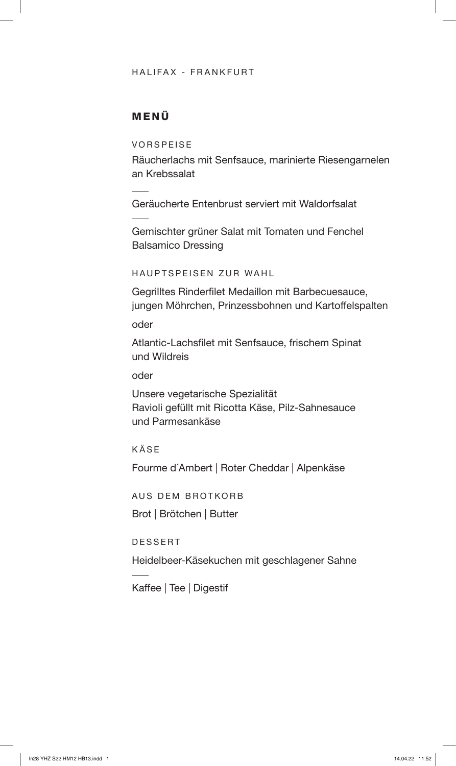HALIFAX - FRANKFURT

# MENÜ

## VORSPEISE

Räucherlachs mit Senfsauce, marinierte Riesengarnelen an Krebssalat

---

Geräucherte Entenbrust serviert mit Waldorfsalat

---

Gemischter grüner Salat mit Tomaten und Fenchel
Balsamico Dressing

## HAUPTSPEISEN ZUR WAHL

Gegrilltes Rinderfilet Medaillon mit Barbecuesauce, jungen Möhrchen, Prinzessbohnen und Kartoffelspalten

oder

Atlantic-Lachsfilet mit Senfsauce, frischem Spinat und Wildreis

oder

Unsere vegetarische Spezialität
Ravioli gefüllt mit Ricotta Käse, Pilz-Sahnesauce und Parmesankäse

## KÄSE

Fourme d´Ambert | Roter Cheddar | Alpenkäse

## AUS DEM BROTKORB

Brot | Brötchen | Butter

## DESSERT

Heidelbeer-Käsekuchen mit geschlagener Sahne

---

Kaffee | Tee | Digestif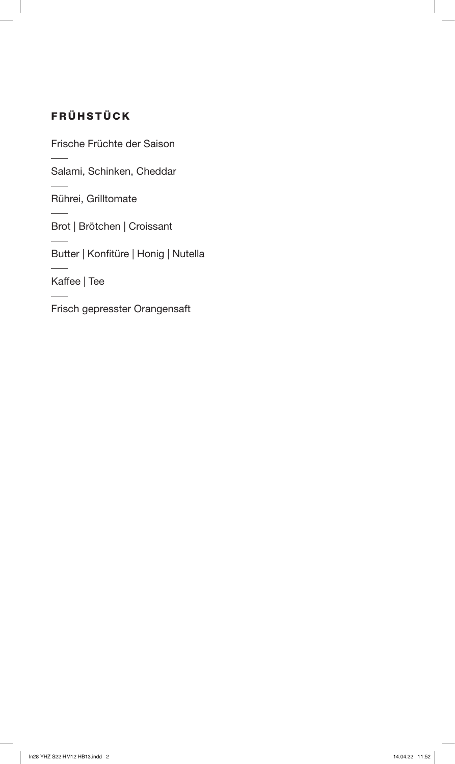## FRÜHSTÜCK

Frische Früchte der Saison

Salami, Schinken, Cheddar

Rührei, Grilltomate

Brot | Brötchen | Croissant

Butter | Konfitüre | Honig | Nutella

Kaffee | Tee

Frisch gepresster Orangensaft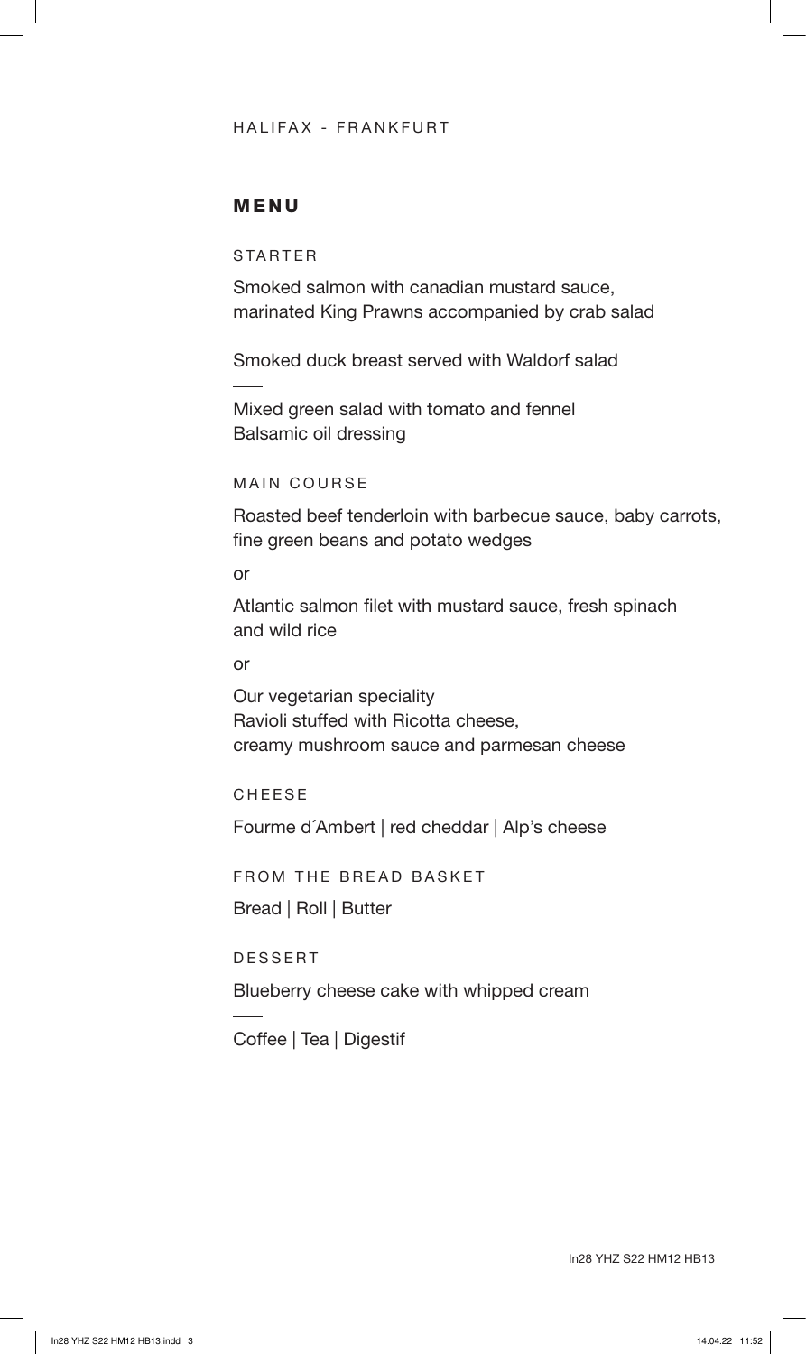HALIFAX - FRANKFURT

## MENU

### STARTER

Smoked salmon with canadian mustard sauce,
marinated King Prawns accompanied by crab salad

---

Smoked duck breast served with Waldorf salad

---

Mixed green salad with tomato and fennel
Balsamic oil dressing

### MAIN COURSE

Roasted beef tenderloin with barbecue sauce, baby carrots,
fine green beans and potato wedges

or

Atlantic salmon filet with mustard sauce, fresh spinach
and wild rice

or

Our vegetarian speciality
Ravioli stuffed with Ricotta cheese,
creamy mushroom sauce and parmesan cheese

### CHEESE

Fourme d´Ambert | red cheddar | Alp's cheese

### FROM THE BREAD BASKET

Bread | Roll | Butter

### DESSERT

Blueberry cheese cake with whipped cream

---

Coffee | Tea | Digestif

In28 YHZ S22 HM12 HB13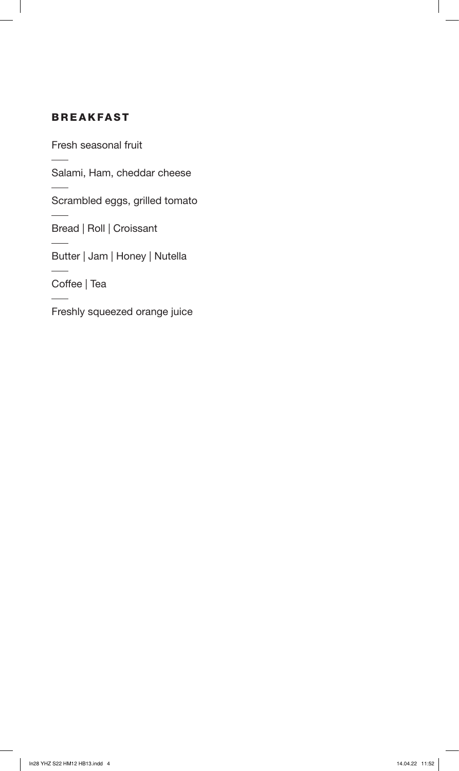## BREAKFAST

Fresh seasonal fruit

---

Salami, Ham, cheddar cheese

---

Scrambled eggs, grilled tomato

---

Bread | Roll | Croissant

---

Butter | Jam | Honey | Nutella

---

Coffee | Tea

---

Freshly squeezed orange juice